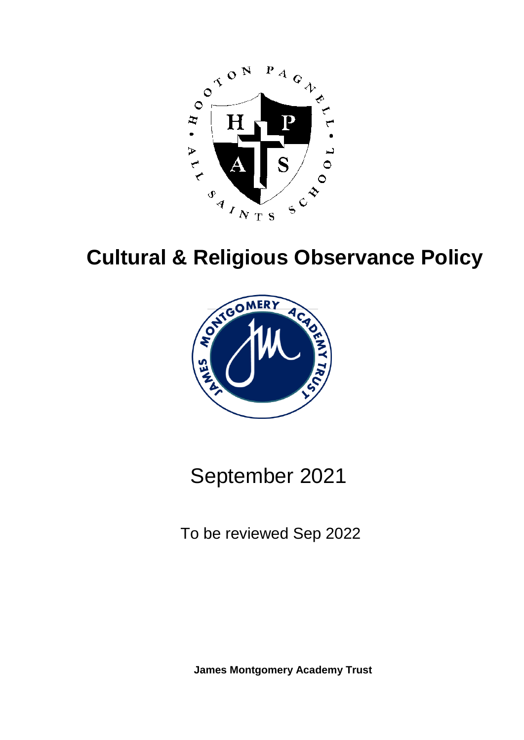# Cultural & Religious Observance Policy

September 2021

To be reviewed Sep 2022

**James Montgomery Academy Trust**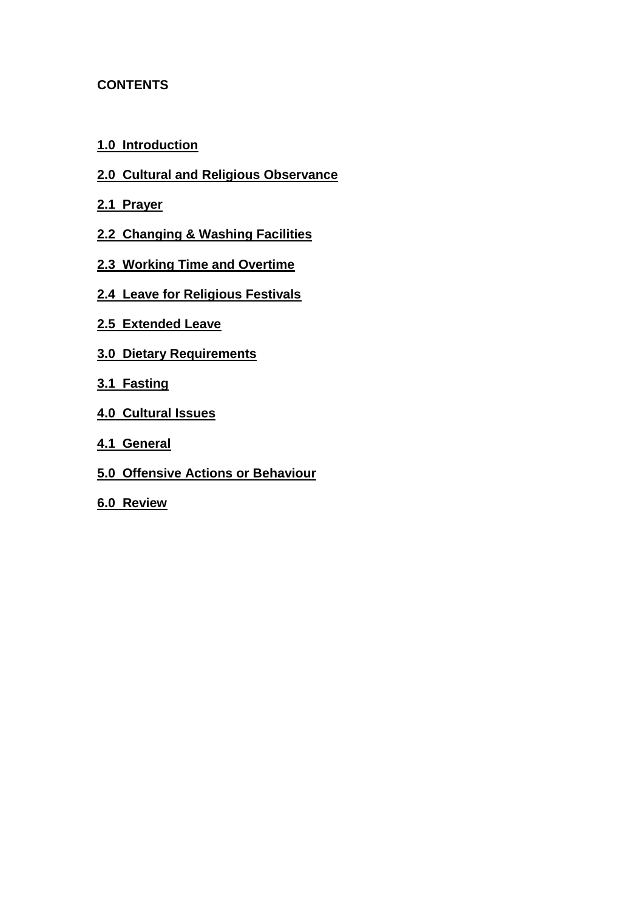**CONTENTS**

**1.0 Introduction**

**2.0 Cultural and Religious Observance**

**2.1 Prayer**

**2.2 Changing & Washing Facilities**

**2.3 Working Time and Overtime**

**2.4 Leave for Religious Festivals**

**2.5 Extended Leave**

**3.0 Dietary Requirements**

**3.1 Fasting**

**4.0 Cultural Issues**

**4.1 General**

**5.0 Offensive Actions or Behaviour**

**6.0 Review**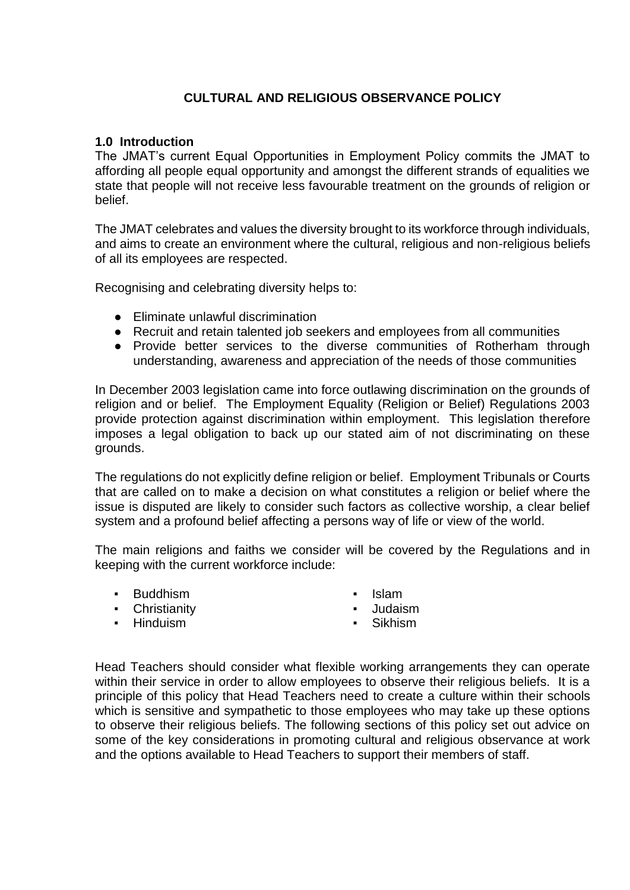# CULTURAL AND RELIGIOUS OBSERVANCE POLICY

## 1.0 Introduction

The JMAT's current Equal Opportunities in Employment Policy commits the JMAT to affording all people equal opportunity and amongst the different strands of equalities we state that people will not receive less favourable treatment on the grounds of religion or belief.

The JMAT celebrates and values the diversity brought to its workforce through individuals, and aims to create an environment where the cultural, religious and non-religious beliefs of all its employees are respected.

Recognising and celebrating diversity helps to:

- Eliminate unlawful discrimination
- Recruit and retain talented job seekers and employees from all communities
- Provide better services to the diverse communities of Rotherham through understanding, awareness and appreciation of the needs of those communities

In December 2003 legislation came into force outlawing discrimination on the grounds of religion and or belief. The Employment Equality (Religion or Belief) Regulations 2003 provide protection against discrimination within employment. This legislation therefore imposes a legal obligation to back up our stated aim of not discriminating on these grounds.

The regulations do not explicitly define religion or belief. Employment Tribunals or Courts that are called on to make a decision on what constitutes a religion or belief where the issue is disputed are likely to consider such factors as collective worship, a clear belief system and a profound belief affecting a persons way of life or view of the world.

The main religions and faiths we consider will be covered by the Regulations and in keeping with the current workforce include:

- Buddhism
- Christianity
- Hinduism
- Islam
- Judaism
- Sikhism

Head Teachers should consider what flexible working arrangements they can operate within their service in order to allow employees to observe their religious beliefs. It is a principle of this policy that Head Teachers need to create a culture within their schools which is sensitive and sympathetic to those employees who may take up these options to observe their religious beliefs. The following sections of this policy set out advice on some of the key considerations in promoting cultural and religious observance at work and the options available to Head Teachers to support their members of staff.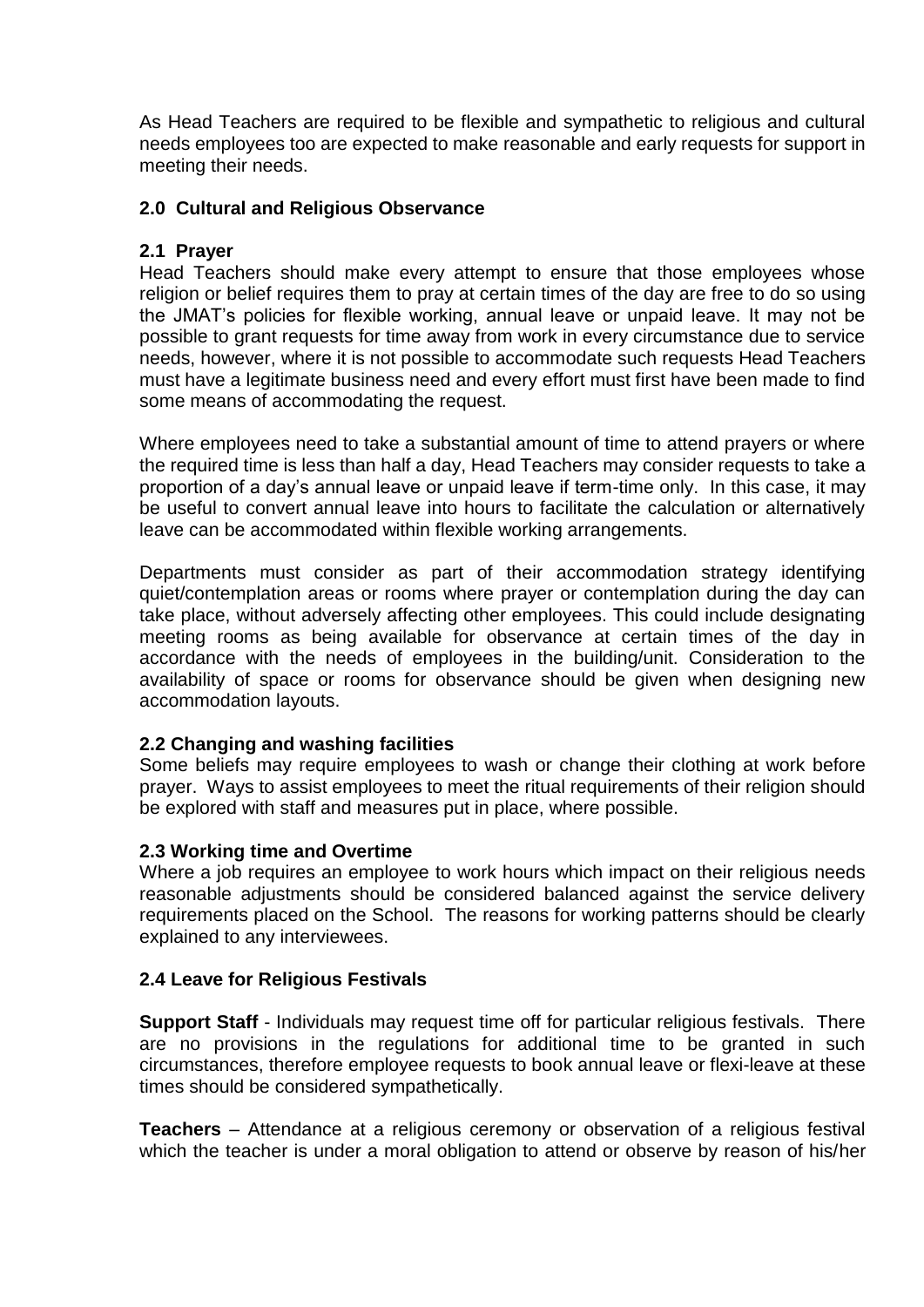As Head Teachers are required to be flexible and sympathetic to religious and cultural needs employees too are expected to make reasonable and early requests for support in meeting their needs.

## 2.0 Cultural and Religious Observance

### 2.1 Prayer

Head Teachers should make every attempt to ensure that those employees whose religion or belief requires them to pray at certain times of the day are free to do so using the JMAT's policies for flexible working, annual leave or unpaid leave. It may not be possible to grant requests for time away from work in every circumstance due to service needs, however, where it is not possible to accommodate such requests Head Teachers must have a legitimate business need and every effort must first have been made to find some means of accommodating the request.

Where employees need to take a substantial amount of time to attend prayers or where the required time is less than half a day, Head Teachers may consider requests to take a proportion of a day's annual leave or unpaid leave if term-time only. In this case, it may be useful to convert annual leave into hours to facilitate the calculation or alternatively leave can be accommodated within flexible working arrangements.

Departments must consider as part of their accommodation strategy identifying quiet/contemplation areas or rooms where prayer or contemplation during the day can take place, without adversely affecting other employees. This could include designating meeting rooms as being available for observance at certain times of the day in accordance with the needs of employees in the building/unit. Consideration to the availability of space or rooms for observance should be given when designing new accommodation layouts.

### 2.2 Changing and washing facilities

Some beliefs may require employees to wash or change their clothing at work before prayer. Ways to assist employees to meet the ritual requirements of their religion should be explored with staff and measures put in place, where possible.

### 2.3 Working time and Overtime

Where a job requires an employee to work hours which impact on their religious needs reasonable adjustments should be considered balanced against the service delivery requirements placed on the School. The reasons for working patterns should be clearly explained to any interviewees.

### 2.4 Leave for Religious Festivals

**Support Staff** - Individuals may request time off for particular religious festivals. There are no provisions in the regulations for additional time to be granted in such circumstances, therefore employee requests to book annual leave or flexi-leave at these times should be considered sympathetically.

**Teachers** – Attendance at a religious ceremony or observation of a religious festival which the teacher is under a moral obligation to attend or observe by reason of his/her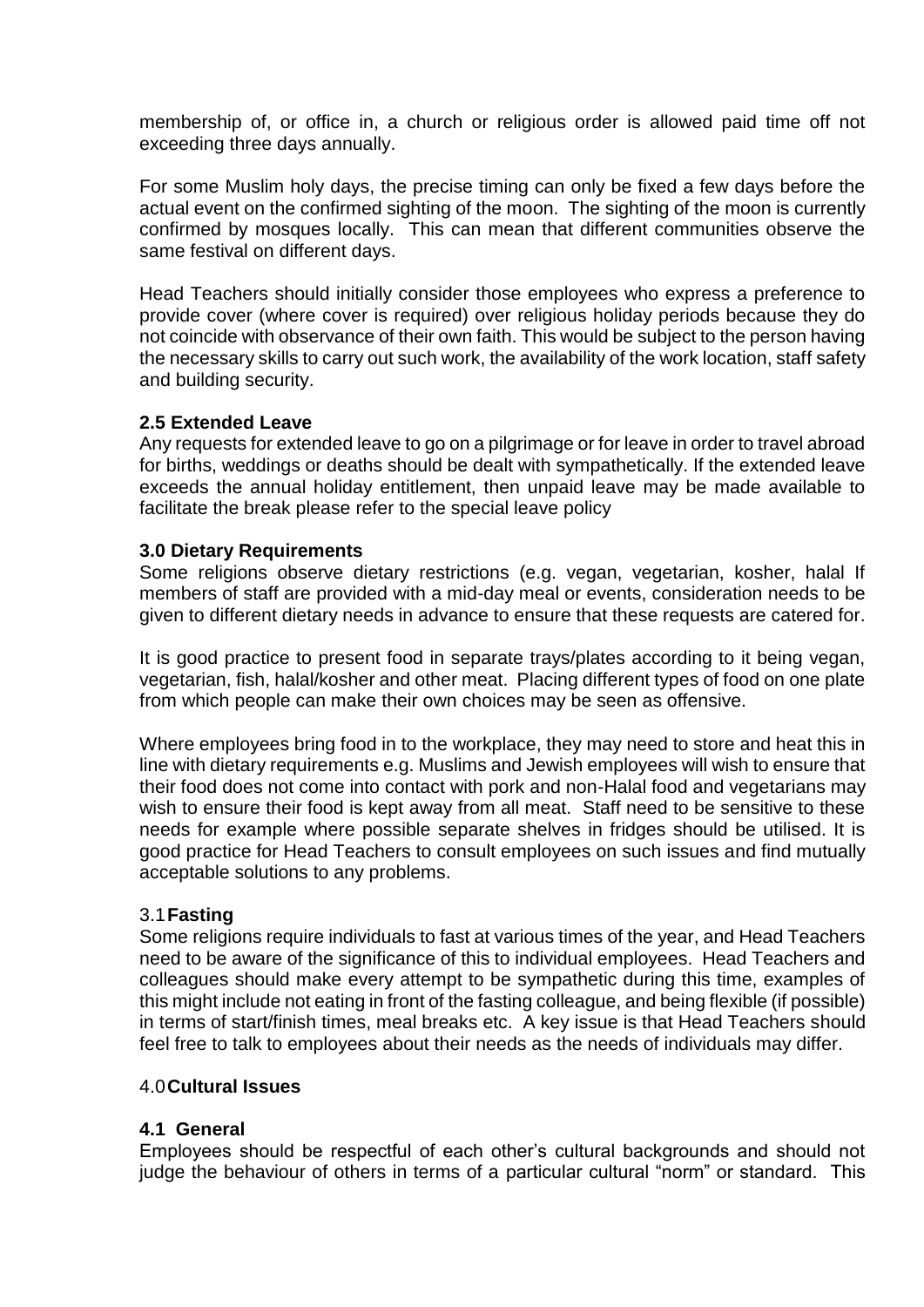membership of, or office in, a church or religious order is allowed paid time off not exceeding three days annually.

For some Muslim holy days, the precise timing can only be fixed a few days before the actual event on the confirmed sighting of the moon. The sighting of the moon is currently confirmed by mosques locally. This can mean that different communities observe the same festival on different days.

Head Teachers should initially consider those employees who express a preference to provide cover (where cover is required) over religious holiday periods because they do not coincide with observance of their own faith. This would be subject to the person having the necessary skills to carry out such work, the availability of the work location, staff safety and building security.

### 2.5 Extended Leave

Any requests for extended leave to go on a pilgrimage or for leave in order to travel abroad for births, weddings or deaths should be dealt with sympathetically. If the extended leave exceeds the annual holiday entitlement, then unpaid leave may be made available to facilitate the break please refer to the special leave policy

## 3.0 Dietary Requirements

Some religions observe dietary restrictions (e.g. vegan, vegetarian, kosher, halal If members of staff are provided with a mid-day meal or events, consideration needs to be given to different dietary needs in advance to ensure that these requests are catered for.

It is good practice to present food in separate trays/plates according to it being vegan, vegetarian, fish, halal/kosher and other meat. Placing different types of food on one plate from which people can make their own choices may be seen as offensive.

Where employees bring food in to the workplace, they may need to store and heat this in line with dietary requirements e.g. Muslims and Jewish employees will wish to ensure that their food does not come into contact with pork and non-Halal food and vegetarians may wish to ensure their food is kept away from all meat. Staff need to be sensitive to these needs for example where possible separate shelves in fridges should be utilised. It is good practice for Head Teachers to consult employees on such issues and find mutually acceptable solutions to any problems.

### 3.1 Fasting

Some religions require individuals to fast at various times of the year, and Head Teachers need to be aware of the significance of this to individual employees. Head Teachers and colleagues should make every attempt to be sympathetic during this time, examples of this might include not eating in front of the fasting colleague, and being flexible (if possible) in terms of start/finish times, meal breaks etc. A key issue is that Head Teachers should feel free to talk to employees about their needs as the needs of individuals may differ.

## 4.0 Cultural Issues

### 4.1 General

Employees should be respectful of each other's cultural backgrounds and should not judge the behaviour of others in terms of a particular cultural "norm" or standard. This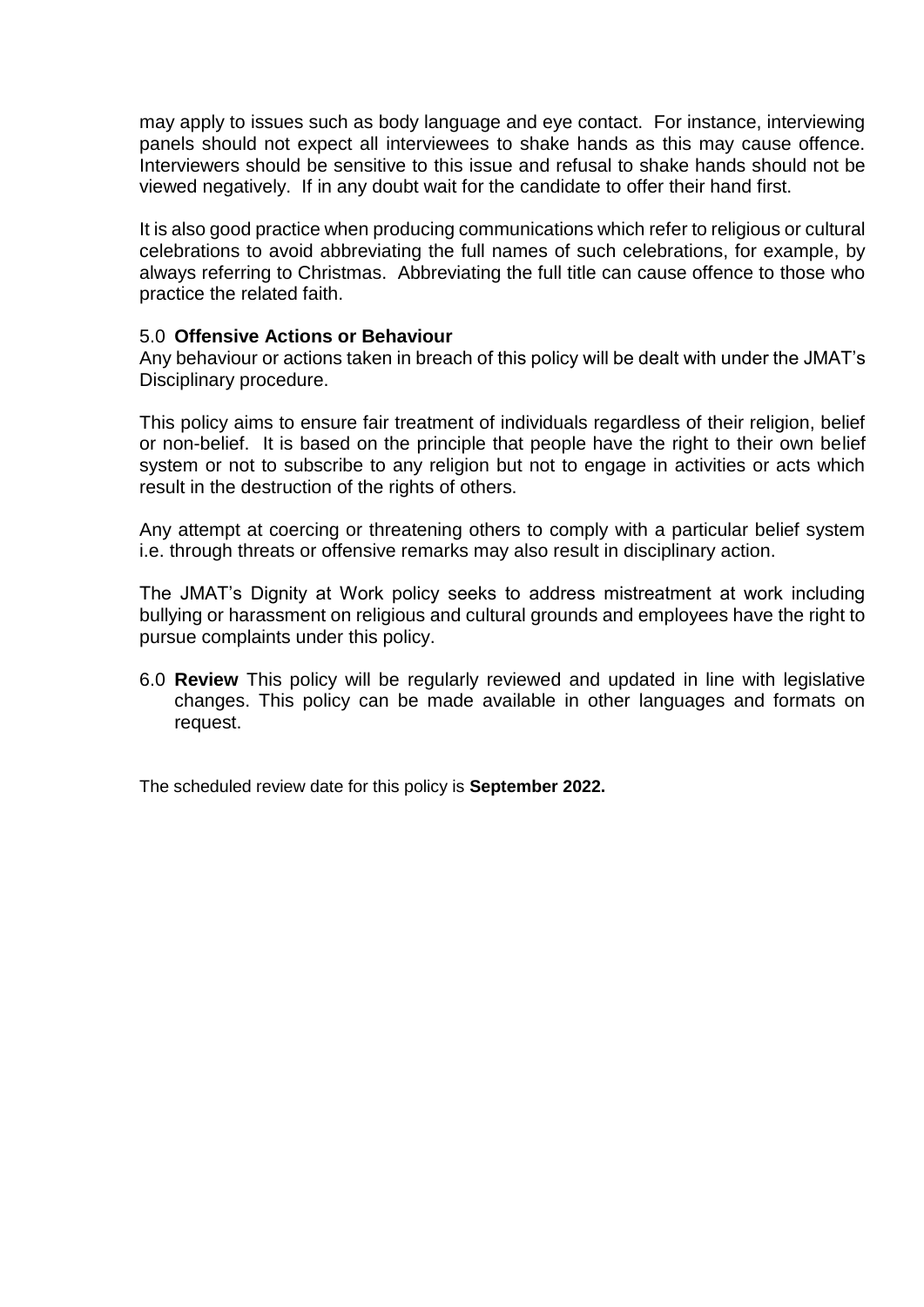may apply to issues such as body language and eye contact. For instance, interviewing panels should not expect all interviewees to shake hands as this may cause offence. Interviewers should be sensitive to this issue and refusal to shake hands should not be viewed negatively. If in any doubt wait for the candidate to offer their hand first.

It is also good practice when producing communications which refer to religious or cultural celebrations to avoid abbreviating the full names of such celebrations, for example, by always referring to Christmas. Abbreviating the full title can cause offence to those who practice the related faith.

## 5.0 **Offensive Actions or Behaviour**

Any behaviour or actions taken in breach of this policy will be dealt with under the JMAT's Disciplinary procedure.

This policy aims to ensure fair treatment of individuals regardless of their religion, belief or non-belief. It is based on the principle that people have the right to their own belief system or not to subscribe to any religion but not to engage in activities or acts which result in the destruction of the rights of others.

Any attempt at coercing or threatening others to comply with a particular belief system i.e. through threats or offensive remarks may also result in disciplinary action.

The JMAT's Dignity at Work policy seeks to address mistreatment at work including bullying or harassment on religious and cultural grounds and employees have the right to pursue complaints under this policy.

6.0 **Review** This policy will be regularly reviewed and updated in line with legislative changes. This policy can be made available in other languages and formats on request.

The scheduled review date for this policy is **September 2022.**